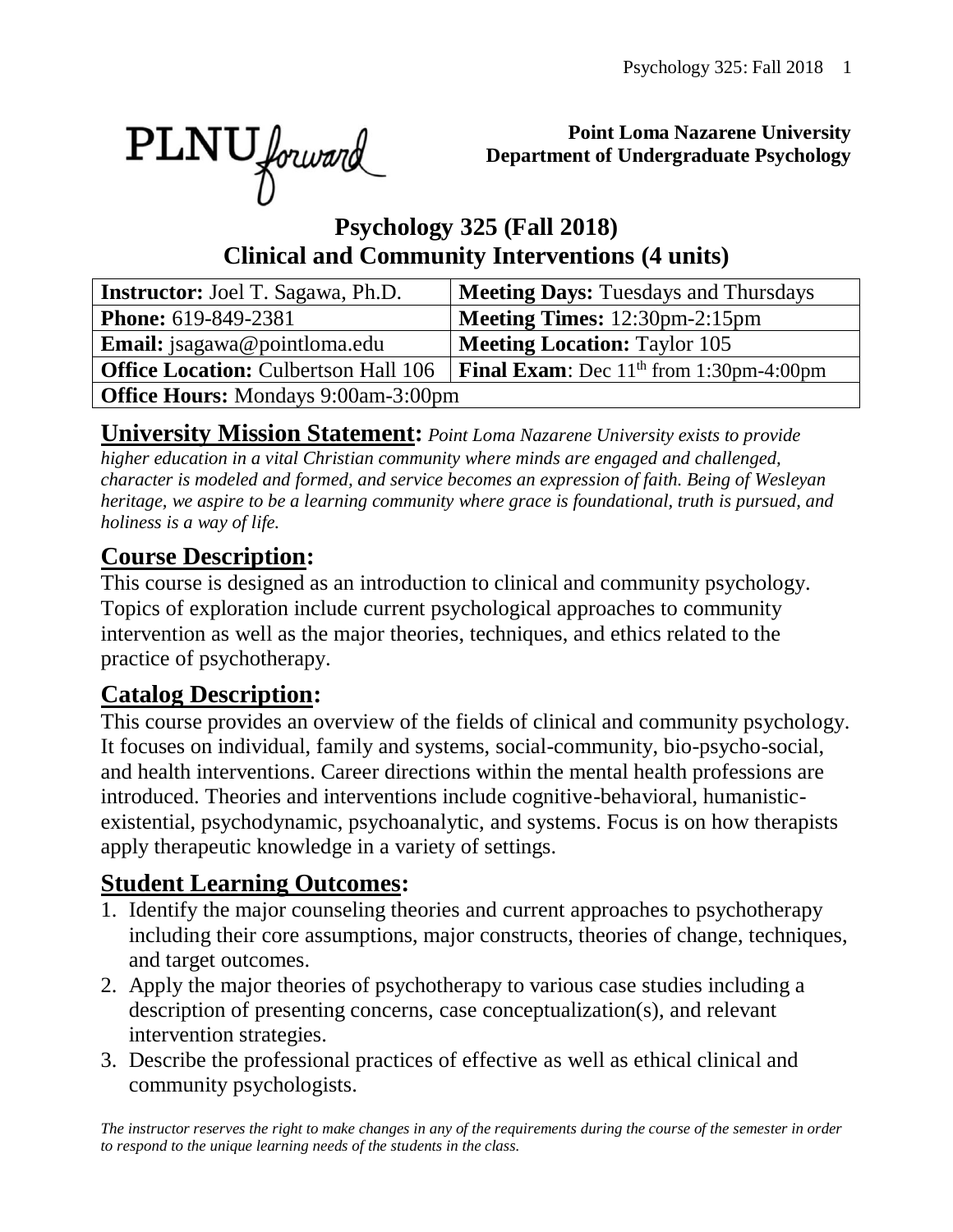**Point Loma Nazarene University**
**Department of Undergraduate Psychology**

# Psychology 325 (Fall 2018)
# Clinical and Community Interventions (4 units)

| **Instructor:** Joel T. Sagawa, Ph.D. | **Meeting Days:** Tuesdays and Thursdays |
|---|---|
| **Phone:** 619-849-2381 | **Meeting Times:** 12:30pm-2:15pm |
| **Email:** jsagawa@pointloma.edu | **Meeting Location:** Taylor 105 |
| **Office Location:** Culbertson Hall 106 | **Final Exam**: Dec 11th from 1:30pm-4:00pm |
| **Office Hours:** Mondays 9:00am-3:00pm | |

**University Mission Statement:** *Point Loma Nazarene University exists to provide higher education in a vital Christian community where minds are engaged and challenged, character is modeled and formed, and service becomes an expression of faith. Being of Wesleyan heritage, we aspire to be a learning community where grace is foundational, truth is pursued, and holiness is a way of life.*

## Course Description:

This course is designed as an introduction to clinical and community psychology. Topics of exploration include current psychological approaches to community intervention as well as the major theories, techniques, and ethics related to the practice of psychotherapy.

## Catalog Description:

This course provides an overview of the fields of clinical and community psychology. It focuses on individual, family and systems, social-community, bio-psycho-social, and health interventions. Career directions within the mental health professions are introduced. Theories and interventions include cognitive-behavioral, humanistic-existential, psychodynamic, psychoanalytic, and systems. Focus is on how therapists apply therapeutic knowledge in a variety of settings.

## Student Learning Outcomes:

1. Identify the major counseling theories and current approaches to psychotherapy including their core assumptions, major constructs, theories of change, techniques, and target outcomes.
2. Apply the major theories of psychotherapy to various case studies including a description of presenting concerns, case conceptualization(s), and relevant intervention strategies.
3. Describe the professional practices of effective as well as ethical clinical and community psychologists.

*The instructor reserves the right to make changes in any of the requirements during the course of the semester in order to respond to the unique learning needs of the students in the class.*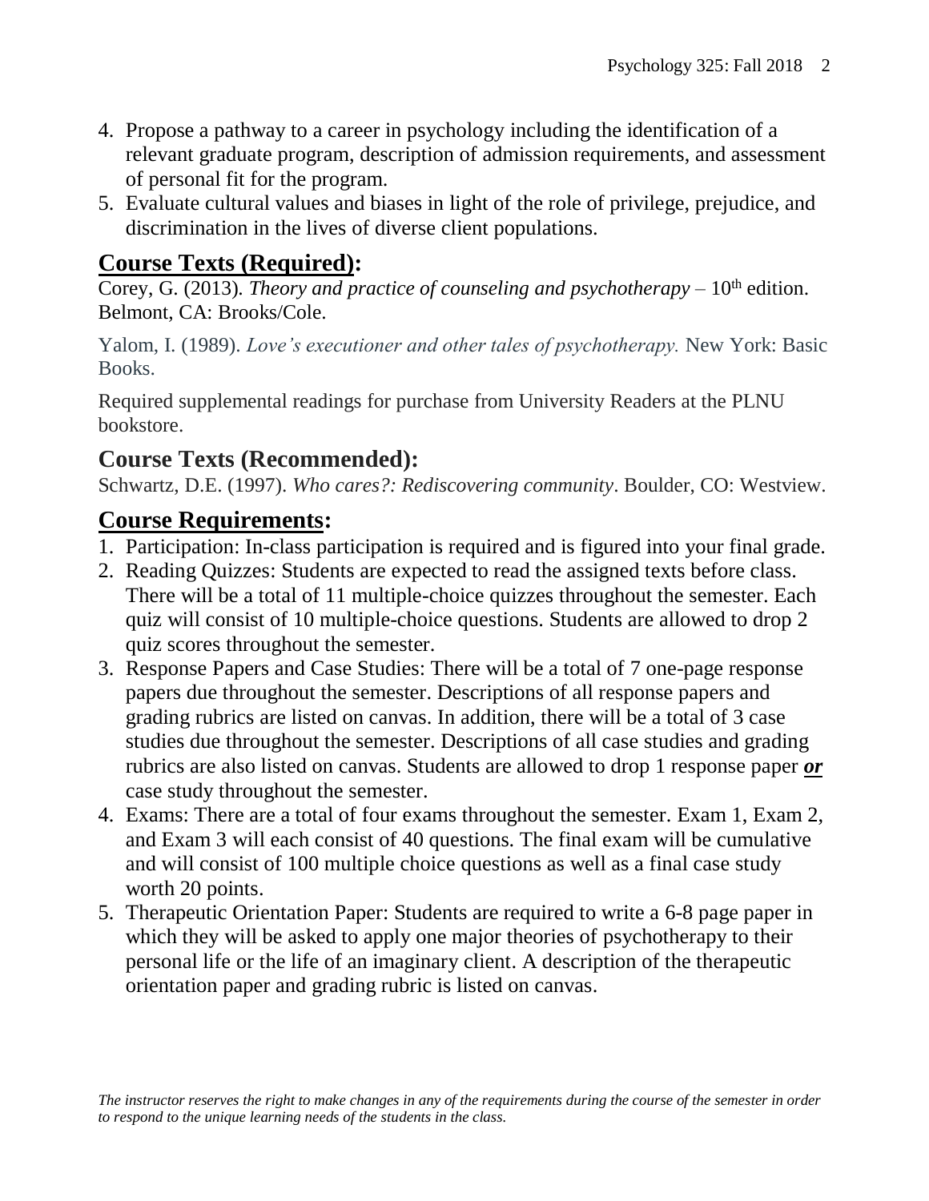4. Propose a pathway to a career in psychology including the identification of a relevant graduate program, description of admission requirements, and assessment of personal fit for the program.
5. Evaluate cultural values and biases in light of the role of privilege, prejudice, and discrimination in the lives of diverse client populations.

## **Course Texts (Required):**

Corey, G. (2013). *Theory and practice of counseling and psychotherapy* – 10th edition. Belmont, CA: Brooks/Cole.

Yalom, I. (1989). *Love's executioner and other tales of psychotherapy.* New York: Basic Books.

Required supplemental readings for purchase from University Readers at the PLNU bookstore.

## **Course Texts (Recommended):**

Schwartz, D.E. (1997). *Who cares?: Rediscovering community*. Boulder, CO: Westview.

## **Course Requirements:**

1. Participation: In-class participation is required and is figured into your final grade.
2. Reading Quizzes: Students are expected to read the assigned texts before class. There will be a total of 11 multiple-choice quizzes throughout the semester. Each quiz will consist of 10 multiple-choice questions. Students are allowed to drop 2 quiz scores throughout the semester.
3. Response Papers and Case Studies: There will be a total of 7 one-page response papers due throughout the semester. Descriptions of all response papers and grading rubrics are listed on canvas. In addition, there will be a total of 3 case studies due throughout the semester. Descriptions of all case studies and grading rubrics are also listed on canvas. Students are allowed to drop 1 response paper ***or*** case study throughout the semester.
4. Exams: There are a total of four exams throughout the semester. Exam 1, Exam 2, and Exam 3 will each consist of 40 questions. The final exam will be cumulative and will consist of 100 multiple choice questions as well as a final case study worth 20 points.
5. Therapeutic Orientation Paper: Students are required to write a 6-8 page paper in which they will be asked to apply one major theories of psychotherapy to their personal life or the life of an imaginary client. A description of the therapeutic orientation paper and grading rubric is listed on canvas.

*The instructor reserves the right to make changes in any of the requirements during the course of the semester in order to respond to the unique learning needs of the students in the class.*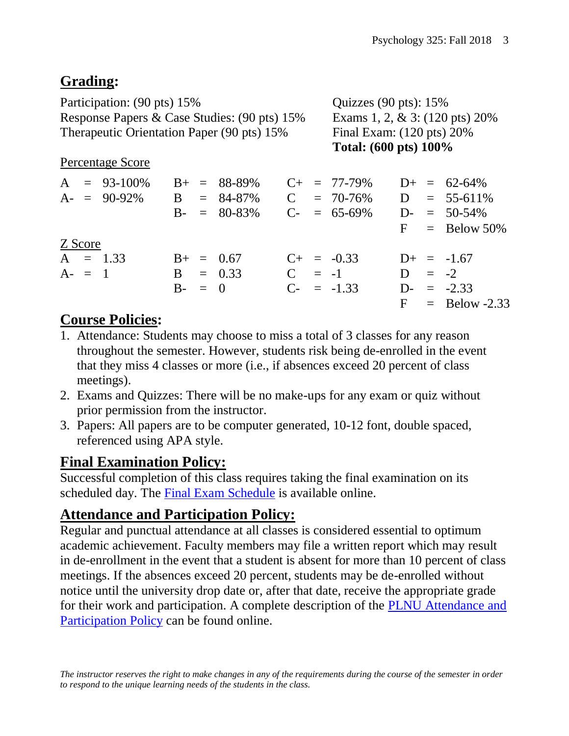## Grading:

Participation: (90 pts) 15%
Response Papers & Case Studies: (90 pts) 15%
Therapeutic Orientation Paper (90 pts) 15%
Quizzes (90 pts): 15%
Exams 1, 2, & 3: (120 pts) 20%
Final Exam: (120 pts) 20%
**Total: (600 pts) 100%**

Percentage Score

| | | | |
|---|---|---|---|
| A = 93-100% | B+ = 88-89% | C+ = 77-79% | D+ = 62-64% |
| A- = 90-92% | B = 84-87% | C = 70-76% | D = 55-611% |
| | B- = 80-83% | C- = 65-69% | D- = 50-54% |
| | | | F = Below 50% |

Z Score

| | | | |
|---|---|---|---|
| A = 1.33 | B+ = 0.67 | C+ = -0.33 | D+ = -1.67 |
| A- = 1 | B = 0.33 | C = -1 | D = -2 |
| | B- = 0 | C- = -1.33 | D- = -2.33 |
| | | | F = Below -2.33 |

## Course Policies:

1. Attendance: Students may choose to miss a total of 3 classes for any reason throughout the semester. However, students risk being de-enrolled in the event that they miss 4 classes or more (i.e., if absences exceed 20 percent of class meetings).
2. Exams and Quizzes: There will be no make-ups for any exam or quiz without prior permission from the instructor.
3. Papers: All papers are to be computer generated, 10-12 font, double spaced, referenced using APA style.

## Final Examination Policy:

Successful completion of this class requires taking the final examination on its scheduled day. The Final Exam Schedule is available online.

## Attendance and Participation Policy:

Regular and punctual attendance at all classes is considered essential to optimum academic achievement. Faculty members may file a written report which may result in de-enrollment in the event that a student is absent for more than 10 percent of class meetings. If the absences exceed 20 percent, students may be de-enrolled without notice until the university drop date or, after that date, receive the appropriate grade for their work and participation. A complete description of the PLNU Attendance and Participation Policy can be found online.

*The instructor reserves the right to make changes in any of the requirements during the course of the semester in order to respond to the unique learning needs of the students in the class.*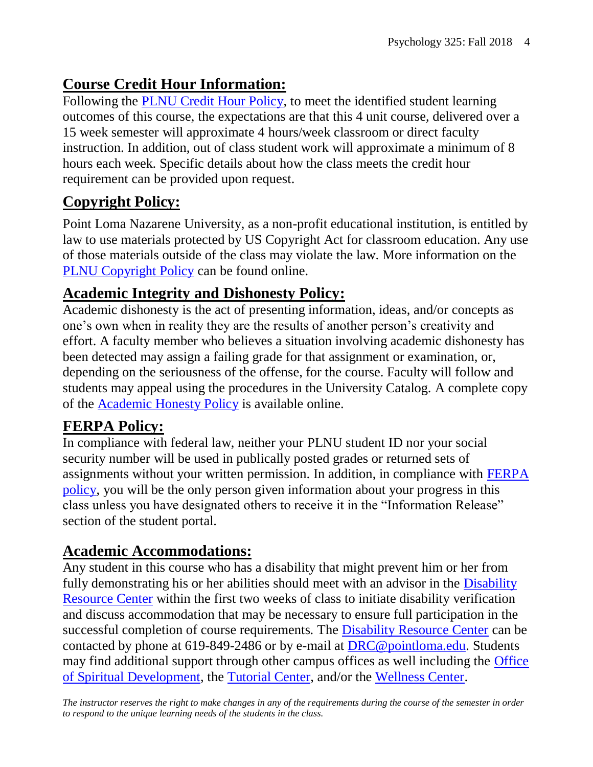## Course Credit Hour Information:

Following the PLNU Credit Hour Policy, to meet the identified student learning outcomes of this course, the expectations are that this 4 unit course, delivered over a 15 week semester will approximate 4 hours/week classroom or direct faculty instruction. In addition, out of class student work will approximate a minimum of 8 hours each week. Specific details about how the class meets the credit hour requirement can be provided upon request.

## Copyright Policy:

Point Loma Nazarene University, as a non-profit educational institution, is entitled by law to use materials protected by US Copyright Act for classroom education. Any use of those materials outside of the class may violate the law. More information on the PLNU Copyright Policy can be found online.

## Academic Integrity and Dishonesty Policy:

Academic dishonesty is the act of presenting information, ideas, and/or concepts as one's own when in reality they are the results of another person's creativity and effort. A faculty member who believes a situation involving academic dishonesty has been detected may assign a failing grade for that assignment or examination, or, depending on the seriousness of the offense, for the course. Faculty will follow and students may appeal using the procedures in the University Catalog. A complete copy of the Academic Honesty Policy is available online.

## FERPA Policy:

In compliance with federal law, neither your PLNU student ID nor your social security number will be used in publically posted grades or returned sets of assignments without your written permission. In addition, in compliance with FERPA policy, you will be the only person given information about your progress in this class unless you have designated others to receive it in the "Information Release" section of the student portal.

## Academic Accommodations:

Any student in this course who has a disability that might prevent him or her from fully demonstrating his or her abilities should meet with an advisor in the Disability Resource Center within the first two weeks of class to initiate disability verification and discuss accommodation that may be necessary to ensure full participation in the successful completion of course requirements. The Disability Resource Center can be contacted by phone at 619-849-2486 or by e-mail at DRC@pointloma.edu. Students may find additional support through other campus offices as well including the Office of Spiritual Development, the Tutorial Center, and/or the Wellness Center.

*The instructor reserves the right to make changes in any of the requirements during the course of the semester in order to respond to the unique learning needs of the students in the class.*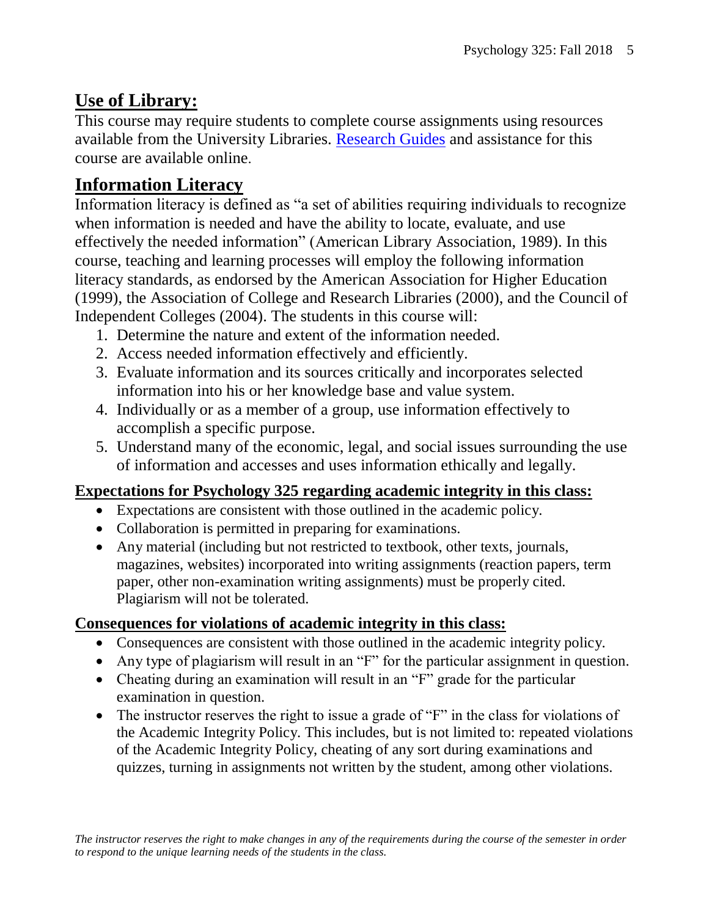## Use of Library:

This course may require students to complete course assignments using resources available from the University Libraries. [Research Guides]() and assistance for this course are available online.

## Information Literacy

Information literacy is defined as "a set of abilities requiring individuals to recognize when information is needed and have the ability to locate, evaluate, and use effectively the needed information" (American Library Association, 1989). In this course, teaching and learning processes will employ the following information literacy standards, as endorsed by the American Association for Higher Education (1999), the Association of College and Research Libraries (2000), and the Council of Independent Colleges (2004). The students in this course will:

1. Determine the nature and extent of the information needed.
2. Access needed information effectively and efficiently.
3. Evaluate information and its sources critically and incorporates selected information into his or her knowledge base and value system.
4. Individually or as a member of a group, use information effectively to accomplish a specific purpose.
5. Understand many of the economic, legal, and social issues surrounding the use of information and accesses and uses information ethically and legally.

### Expectations for Psychology 325 regarding academic integrity in this class:

- Expectations are consistent with those outlined in the academic policy.
- Collaboration is permitted in preparing for examinations.
- Any material (including but not restricted to textbook, other texts, journals, magazines, websites) incorporated into writing assignments (reaction papers, term paper, other non-examination writing assignments) must be properly cited. Plagiarism will not be tolerated.

### Consequences for violations of academic integrity in this class:

- Consequences are consistent with those outlined in the academic integrity policy.
- Any type of plagiarism will result in an "F" for the particular assignment in question.
- Cheating during an examination will result in an "F" grade for the particular examination in question.
- The instructor reserves the right to issue a grade of "F" in the class for violations of the Academic Integrity Policy. This includes, but is not limited to: repeated violations of the Academic Integrity Policy, cheating of any sort during examinations and quizzes, turning in assignments not written by the student, among other violations.

*The instructor reserves the right to make changes in any of the requirements during the course of the semester in order to respond to the unique learning needs of the students in the class.*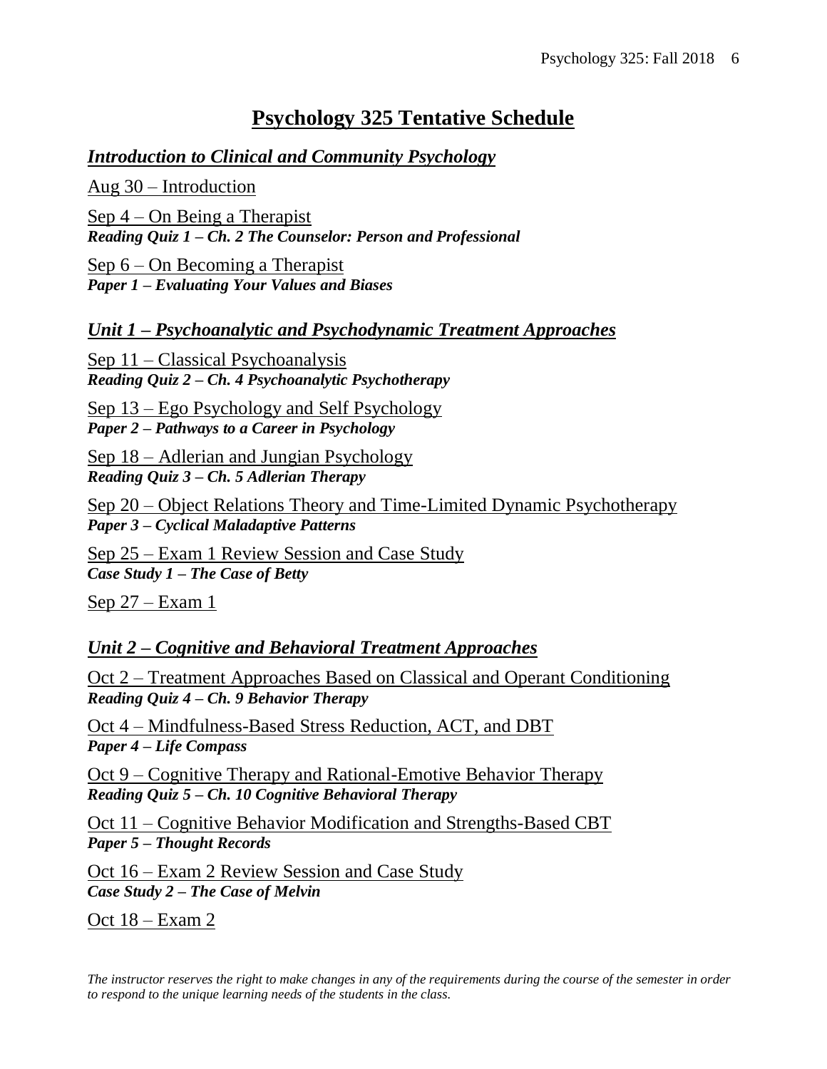# Psychology 325 Tentative Schedule

## *Introduction to Clinical and Community Psychology*

Aug 30 – Introduction

Sep 4 – On Being a Therapist
***Reading Quiz 1 – Ch. 2 The Counselor: Person and Professional***

Sep 6 – On Becoming a Therapist
***Paper 1 – Evaluating Your Values and Biases***

## *Unit 1 – Psychoanalytic and Psychodynamic Treatment Approaches*

Sep 11 – Classical Psychoanalysis
***Reading Quiz 2 – Ch. 4 Psychoanalytic Psychotherapy***

Sep 13 – Ego Psychology and Self Psychology
***Paper 2 – Pathways to a Career in Psychology***

Sep 18 – Adlerian and Jungian Psychology
***Reading Quiz 3 – Ch. 5 Adlerian Therapy***

Sep 20 – Object Relations Theory and Time-Limited Dynamic Psychotherapy
***Paper 3 – Cyclical Maladaptive Patterns***

Sep 25 – Exam 1 Review Session and Case Study
***Case Study 1 – The Case of Betty***

Sep 27 – Exam 1

## *Unit 2 – Cognitive and Behavioral Treatment Approaches*

Oct 2 – Treatment Approaches Based on Classical and Operant Conditioning
***Reading Quiz 4 – Ch. 9 Behavior Therapy***

Oct 4 – Mindfulness-Based Stress Reduction, ACT, and DBT
***Paper 4 – Life Compass***

Oct 9 – Cognitive Therapy and Rational-Emotive Behavior Therapy
***Reading Quiz 5 – Ch. 10 Cognitive Behavioral Therapy***

Oct 11 – Cognitive Behavior Modification and Strengths-Based CBT
***Paper 5 – Thought Records***

Oct 16 – Exam 2 Review Session and Case Study
***Case Study 2 – The Case of Melvin***

Oct 18 – Exam 2

*The instructor reserves the right to make changes in any of the requirements during the course of the semester in order to respond to the unique learning needs of the students in the class.*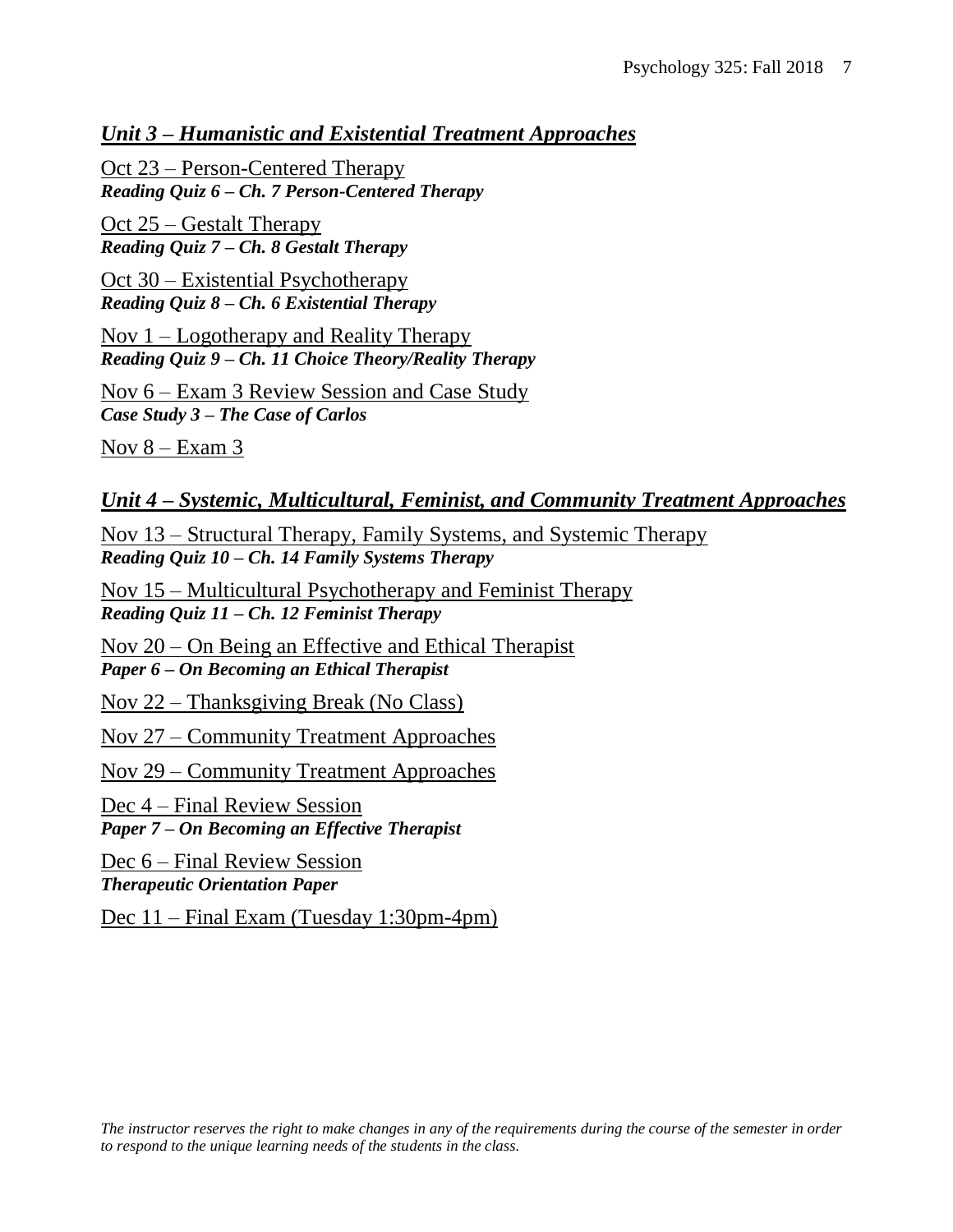## *Unit 3 – Humanistic and Existential Treatment Approaches*

Oct 23 – Person-Centered Therapy
***Reading Quiz 6 – Ch. 7 Person-Centered Therapy***

Oct 25 – Gestalt Therapy
***Reading Quiz 7 – Ch. 8 Gestalt Therapy***

Oct 30 – Existential Psychotherapy
***Reading Quiz 8 – Ch. 6 Existential Therapy***

Nov 1 – Logotherapy and Reality Therapy
***Reading Quiz 9 – Ch. 11 Choice Theory/Reality Therapy***

Nov 6 – Exam 3 Review Session and Case Study
***Case Study 3 – The Case of Carlos***

Nov 8 – Exam 3

## *Unit 4 – Systemic, Multicultural, Feminist, and Community Treatment Approaches*

Nov 13 – Structural Therapy, Family Systems, and Systemic Therapy
***Reading Quiz 10 – Ch. 14 Family Systems Therapy***

Nov 15 – Multicultural Psychotherapy and Feminist Therapy
***Reading Quiz 11 – Ch. 12 Feminist Therapy***

Nov 20 – On Being an Effective and Ethical Therapist
***Paper 6 – On Becoming an Ethical Therapist***

Nov 22 – Thanksgiving Break (No Class)

Nov 27 – Community Treatment Approaches

Nov 29 – Community Treatment Approaches

Dec 4 – Final Review Session
***Paper 7 – On Becoming an Effective Therapist***

Dec 6 – Final Review Session
***Therapeutic Orientation Paper***

Dec 11 – Final Exam (Tuesday 1:30pm-4pm)

*The instructor reserves the right to make changes in any of the requirements during the course of the semester in order to respond to the unique learning needs of the students in the class.*